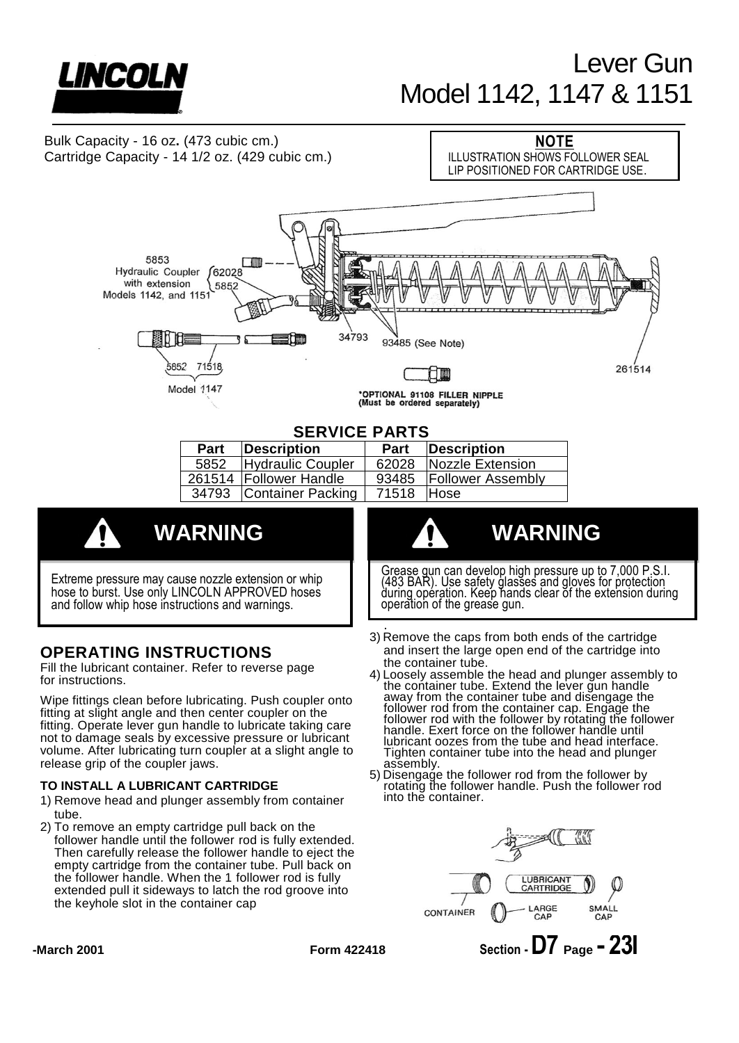# Lever Gun Model 1142, 1147 & 1151

Bulk Capacity - 16 oz**.** (473 cubic cm.)
Cartridge Capacity - 14 1/2 oz. (429 cubic cm.)

**NOTE**
ILLUSTRATION SHOWS FOLLOWER SEAL LIP POSITIONED FOR CARTRIDGE USE.

5853 Hydraulic Coupler with extension Models 1142, and 1151 — 62028, 5852

5852 71518 Model 1147

34793 93485 (See Note) 261514

*OPTIONAL 91108 FILLER NIPPLE (Must be ordered separately)

## SERVICE PARTS

| Part | Description | Part | Description |
|---|---|---|---|
| 5852 | Hydraulic Coupler | 62028 | Nozzle Extension |
| 261514 | Follower Handle | 93485 | Follower Assembly |
| 34793 | Container Packing | 71518 | Hose |

## WARNING

Extreme pressure may cause nozzle extension or whip hose to burst. Use only LINCOLN APPROVED hoses and follow whip hose instructions and warnings.

## WARNING

Grease gun can develop high pressure up to 7,000 P.S.I. (483 BAR). Use safety glasses and gloves for protection during operation. Keep hands clear of the extension during operation of the grease gun.

## OPERATING INSTRUCTIONS

Fill the lubricant container. Refer to reverse page for instructions.

Wipe fittings clean before lubricating. Push coupler onto fitting at slight angle and then center coupler on the fitting. Operate lever gun handle to lubricate taking care not to damage seals by excessive pressure or lubricant volume. After lubricating turn coupler at a slight angle to release grip of the coupler jaws.

### TO INSTALL A LUBRICANT CARTRIDGE

1) Remove head and plunger assembly from container tube.
2) To remove an empty cartridge pull back on the follower handle until the follower rod is fully extended. Then carefully release the follower handle to eject the empty cartridge from the container tube. Pull back on the follower handle. When the 1 follower rod is fully extended pull it sideways to latch the rod groove into the keyhole slot in the container cap
3) Remove the caps from both ends of the cartridge and insert the large open end of the cartridge into the container tube.
4) Loosely assemble the head and plunger assembly to the container tube. Extend the lever gun handle away from the container tube and disengage the follower rod from the container cap. Engage the follower rod with the follower by rotating the follower handle. Exert force on the follower handle until lubricant oozes from the tube and head interface. Tighten container tube into the head and plunger assembly.
5) Disengage the follower rod from the follower by rotating the follower handle. Push the follower rod into the container.

CONTAINER — LUBRICANT CARTRIDGE — LARGE CAP — SMALL CAP

-March 2001 Form 422418 Section - D7 Page - 23I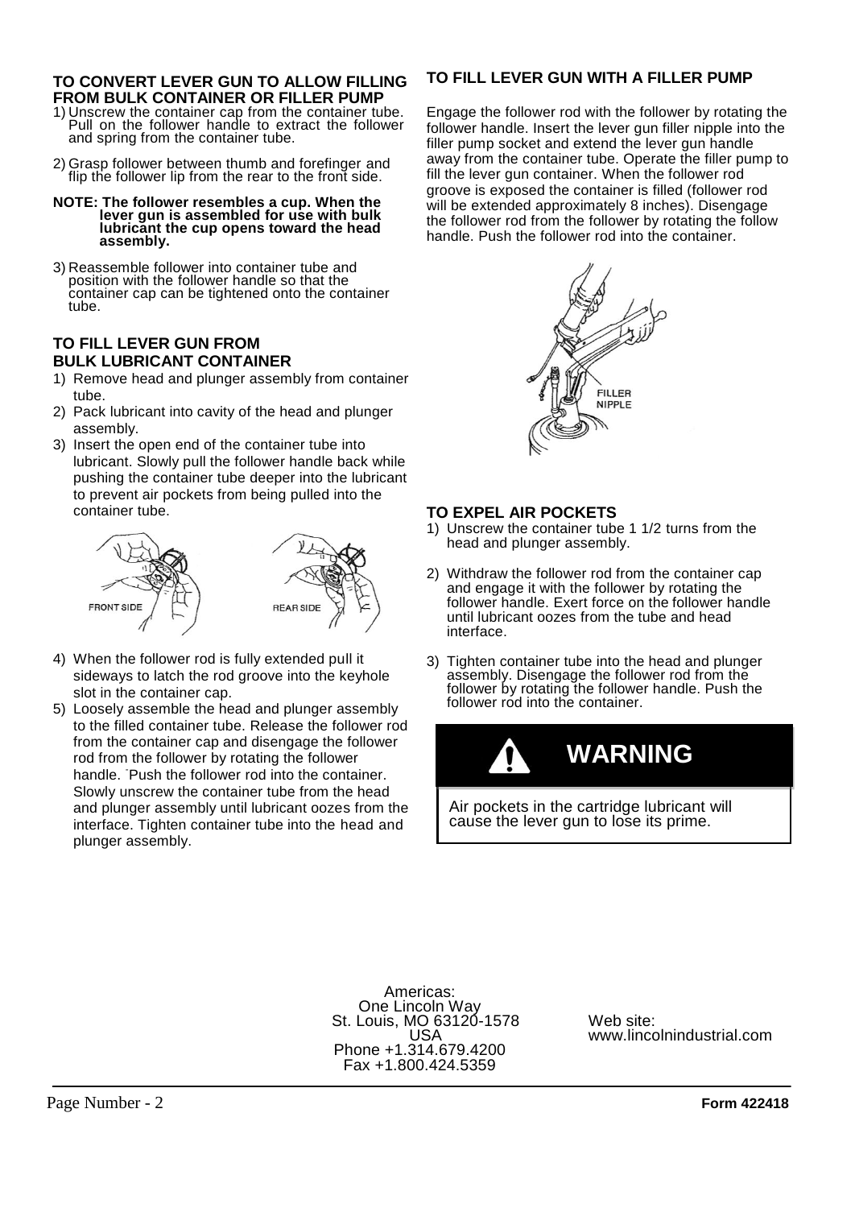## TO CONVERT LEVER GUN TO ALLOW FILLING FROM BULK CONTAINER OR FILLER PUMP

1) Unscrew the container cap from the container tube. Pull on the follower handle to extract the follower and spring from the container tube.

2) Grasp follower between thumb and forefinger and flip the follower lip from the rear to the front side.

**NOTE: The follower resembles a cup. When the lever gun is assembled for use with bulk lubricant the cup opens toward the head assembly.**

3) Reassemble follower into container tube and position with the follower handle so that the container cap can be tightened onto the container tube.

## TO FILL LEVER GUN FROM BULK LUBRICANT CONTAINER

1) Remove head and plunger assembly from container tube.
2) Pack lubricant into cavity of the head and plunger assembly.
3) Insert the open end of the container tube into lubricant. Slowly pull the follower handle back while pushing the container tube deeper into the lubricant to prevent air pockets from being pulled into the container tube.

FRONT SIDE

REAR SIDE

4) When the follower rod is fully extended pull it sideways to latch the rod groove into the keyhole slot in the container cap.
5) Loosely assemble the head and plunger assembly to the filled container tube. Release the follower rod from the container cap and disengage the follower rod from the follower by rotating the follower handle. Push the follower rod into the container. Slowly unscrew the container tube from the head and plunger assembly until lubricant oozes from the interface. Tighten container tube into the head and plunger assembly.

## TO FILL LEVER GUN WITH A FILLER PUMP

Engage the follower rod with the follower by rotating the follower handle. Insert the lever gun filler nipple into the filler pump socket and extend the lever gun handle away from the container tube. Operate the filler pump to fill the lever gun container. When the follower rod groove is exposed the container is filled (follower rod will be extended approximately 8 inches). Disengage the follower rod from the follower by rotating the follow handle. Push the follower rod into the container.

FILLER NIPPLE

## TO EXPEL AIR POCKETS

1) Unscrew the container tube 1 1/2 turns from the head and plunger assembly.

2) Withdraw the follower rod from the container cap and engage it with the follower by rotating the follower handle. Exert force on the follower handle until lubricant oozes from the tube and head interface.

3) Tighten container tube into the head and plunger assembly. Disengage the follower rod from the follower by rotating the follower handle. Push the follower rod into the container.

**WARNING**

Air pockets in the cartridge lubricant will cause the lever gun to lose its prime.

Americas:
One Lincoln Way
St. Louis, MO 63120-1578
USA
Phone +1.314.679.4200
Fax +1.800.424.5359

Web site:
www.lincolnindustrial.com

**Form 422418**